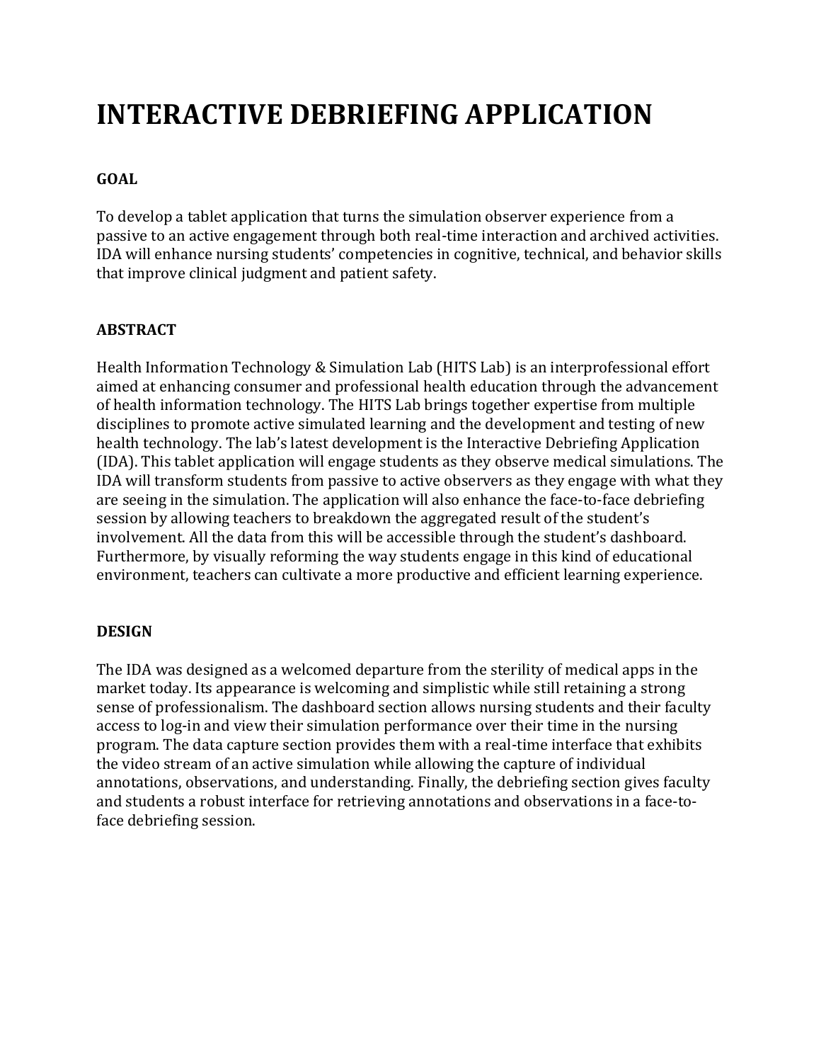# INTERACTIVE DEBRIEFING APPLICATION

## GOAL

To develop a tablet application that turns the simulation observer experience from a passive to an active engagement through both real-time interaction and archived activities. IDA will enhance nursing students' competencies in cognitive, technical, and behavior skills that improve clinical judgment and patient safety.

## ABSTRACT

Health Information Technology & Simulation Lab (HITS Lab) is an interprofessional effort aimed at enhancing consumer and professional health education through the advancement of health information technology. The HITS Lab brings together expertise from multiple disciplines to promote active simulated learning and the development and testing of new health technology. The lab's latest development is the Interactive Debriefing Application (IDA). This tablet application will engage students as they observe medical simulations. The IDA will transform students from passive to active observers as they engage with what they are seeing in the simulation. The application will also enhance the face-to-face debriefing session by allowing teachers to breakdown the aggregated result of the student's involvement. All the data from this will be accessible through the student's dashboard. Furthermore, by visually reforming the way students engage in this kind of educational environment, teachers can cultivate a more productive and efficient learning experience.

## DESIGN

The IDA was designed as a welcomed departure from the sterility of medical apps in the market today. Its appearance is welcoming and simplistic while still retaining a strong sense of professionalism. The dashboard section allows nursing students and their faculty access to log-in and view their simulation performance over their time in the nursing program. The data capture section provides them with a real-time interface that exhibits the video stream of an active simulation while allowing the capture of individual annotations, observations, and understanding. Finally, the debriefing section gives faculty and students a robust interface for retrieving annotations and observations in a face-to-face debriefing session.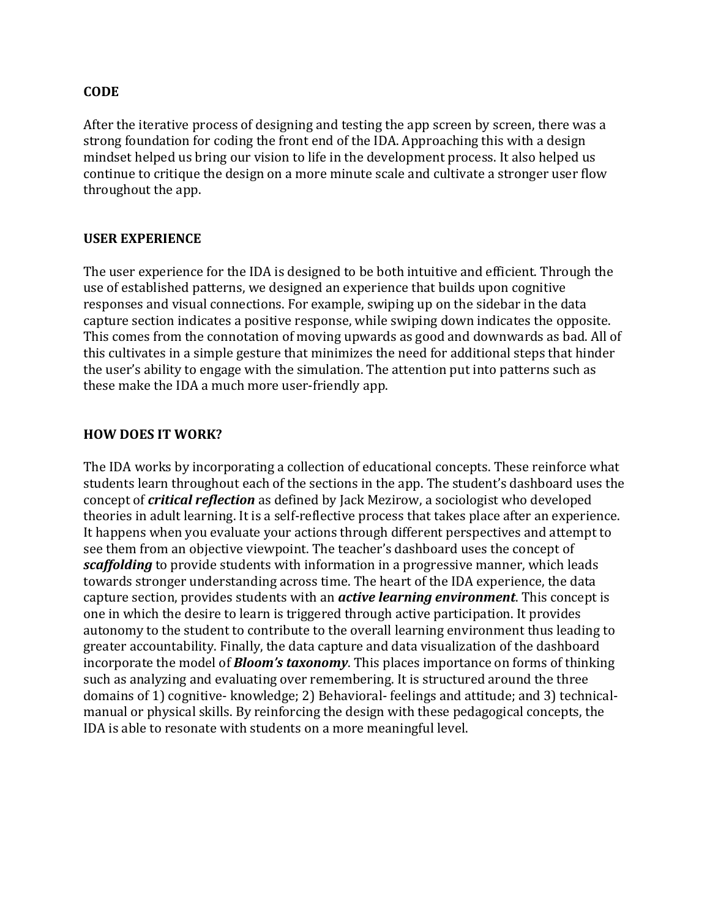## CODE

After the iterative process of designing and testing the app screen by screen, there was a strong foundation for coding the front end of the IDA. Approaching this with a design mindset helped us bring our vision to life in the development process. It also helped us continue to critique the design on a more minute scale and cultivate a stronger user flow throughout the app.

## USER EXPERIENCE

The user experience for the IDA is designed to be both intuitive and efficient. Through the use of established patterns, we designed an experience that builds upon cognitive responses and visual connections. For example, swiping up on the sidebar in the data capture section indicates a positive response, while swiping down indicates the opposite. This comes from the connotation of moving upwards as good and downwards as bad. All of this cultivates in a simple gesture that minimizes the need for additional steps that hinder the user's ability to engage with the simulation. The attention put into patterns such as these make the IDA a much more user-friendly app.

## HOW DOES IT WORK?

The IDA works by incorporating a collection of educational concepts. These reinforce what students learn throughout each of the sections in the app. The student's dashboard uses the concept of ***critical reflection*** as defined by Jack Mezirow, a sociologist who developed theories in adult learning. It is a self-reflective process that takes place after an experience. It happens when you evaluate your actions through different perspectives and attempt to see them from an objective viewpoint. The teacher's dashboard uses the concept of ***scaffolding*** to provide students with information in a progressive manner, which leads towards stronger understanding across time. The heart of the IDA experience, the data capture section, provides students with an ***active learning environment***. This concept is one in which the desire to learn is triggered through active participation. It provides autonomy to the student to contribute to the overall learning environment thus leading to greater accountability. Finally, the data capture and data visualization of the dashboard incorporate the model of ***Bloom's taxonomy***. This places importance on forms of thinking such as analyzing and evaluating over remembering. It is structured around the three domains of 1) cognitive- knowledge; 2) Behavioral- feelings and attitude; and 3) technical-manual or physical skills. By reinforcing the design with these pedagogical concepts, the IDA is able to resonate with students on a more meaningful level.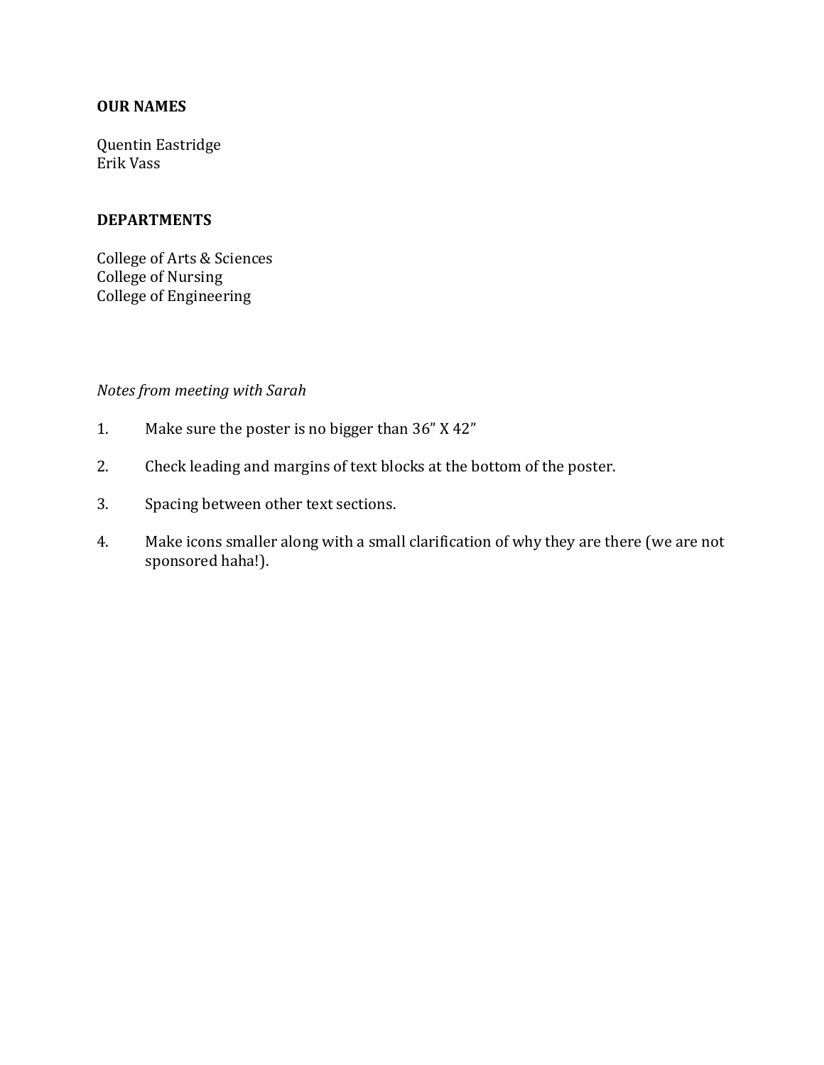**OUR NAMES**

Quentin Eastridge
Erik Vass

**DEPARTMENTS**

College of Arts & Sciences
College of Nursing
College of Engineering

*Notes from meeting with Sarah*

1. Make sure the poster is no bigger than 36” X 42”

2. Check leading and margins of text blocks at the bottom of the poster.

3. Spacing between other text sections.

4. Make icons smaller along with a small clarification of why they are there (we are not sponsored haha!).